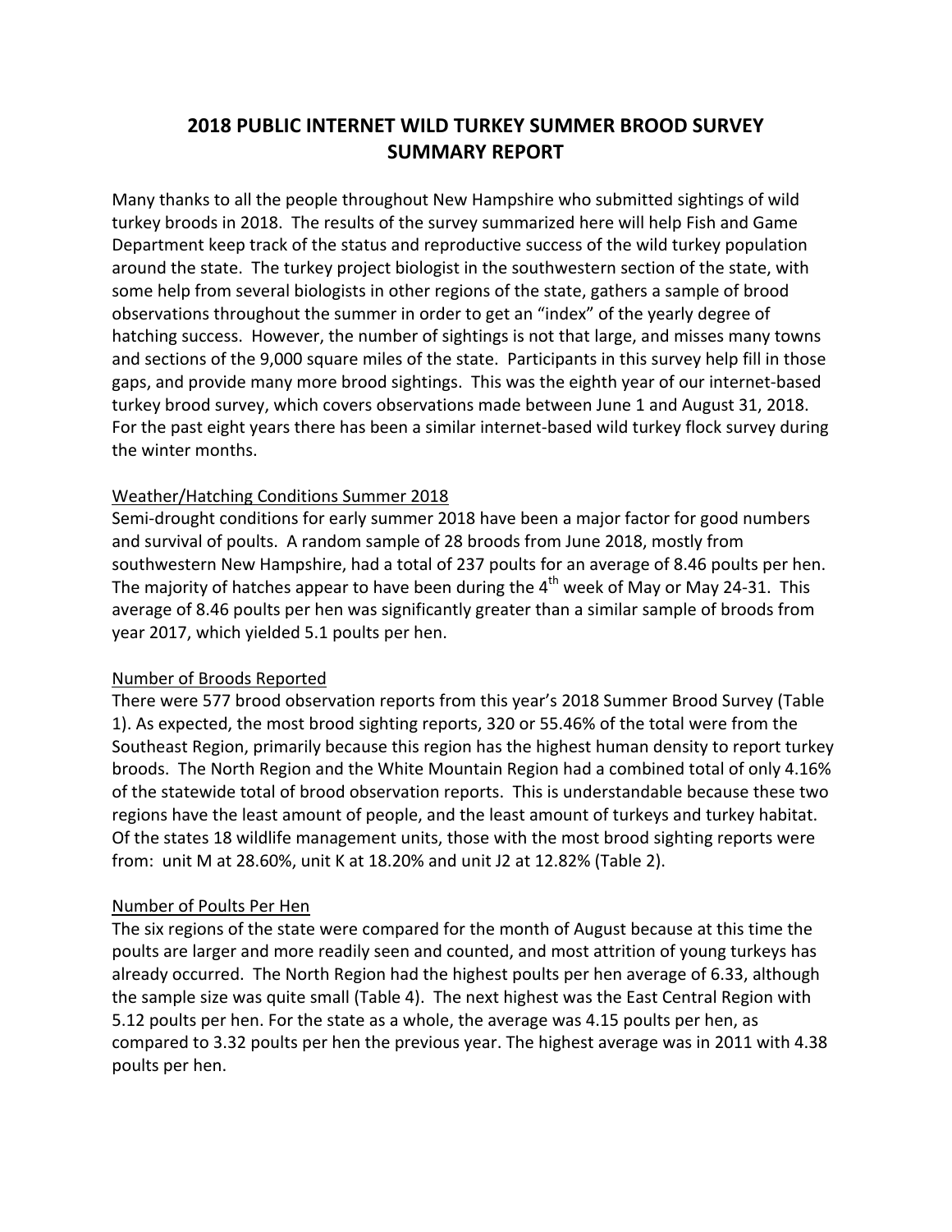# 2018 PUBLIC INTERNET WILD TURKEY SUMMER BROOD SURVEY SUMMARY REPORT

Many thanks to all the people throughout New Hampshire who submitted sightings of wild turkey broods in 2018. The results of the survey summarized here will help Fish and Game Department keep track of the status and reproductive success of the wild turkey population around the state. The turkey project biologist in the southwestern section of the state, with some help from several biologists in other regions of the state, gathers a sample of brood observations throughout the summer in order to get an "index" of the yearly degree of hatching success. However, the number of sightings is not that large, and misses many towns and sections of the 9,000 square miles of the state. Participants in this survey help fill in those gaps, and provide many more brood sightings. This was the eighth year of our internet-based turkey brood survey, which covers observations made between June 1 and August 31, 2018. For the past eight years there has been a similar internet-based wild turkey flock survey during the winter months.

## Weather/Hatching Conditions Summer 2018

Semi-drought conditions for early summer 2018 have been a major factor for good numbers and survival of poults. A random sample of 28 broods from June 2018, mostly from southwestern New Hampshire, had a total of 237 poults for an average of 8.46 poults per hen. The majority of hatches appear to have been during the 4th week of May or May 24-31. This average of 8.46 poults per hen was significantly greater than a similar sample of broods from year 2017, which yielded 5.1 poults per hen.

## Number of Broods Reported

There were 577 brood observation reports from this year's 2018 Summer Brood Survey (Table 1). As expected, the most brood sighting reports, 320 or 55.46% of the total were from the Southeast Region, primarily because this region has the highest human density to report turkey broods. The North Region and the White Mountain Region had a combined total of only 4.16% of the statewide total of brood observation reports. This is understandable because these two regions have the least amount of people, and the least amount of turkeys and turkey habitat. Of the states 18 wildlife management units, those with the most brood sighting reports were from: unit M at 28.60%, unit K at 18.20% and unit J2 at 12.82% (Table 2).

## Number of Poults Per Hen

The six regions of the state were compared for the month of August because at this time the poults are larger and more readily seen and counted, and most attrition of young turkeys has already occurred. The North Region had the highest poults per hen average of 6.33, although the sample size was quite small (Table 4). The next highest was the East Central Region with 5.12 poults per hen. For the state as a whole, the average was 4.15 poults per hen, as compared to 3.32 poults per hen the previous year. The highest average was in 2011 with 4.38 poults per hen.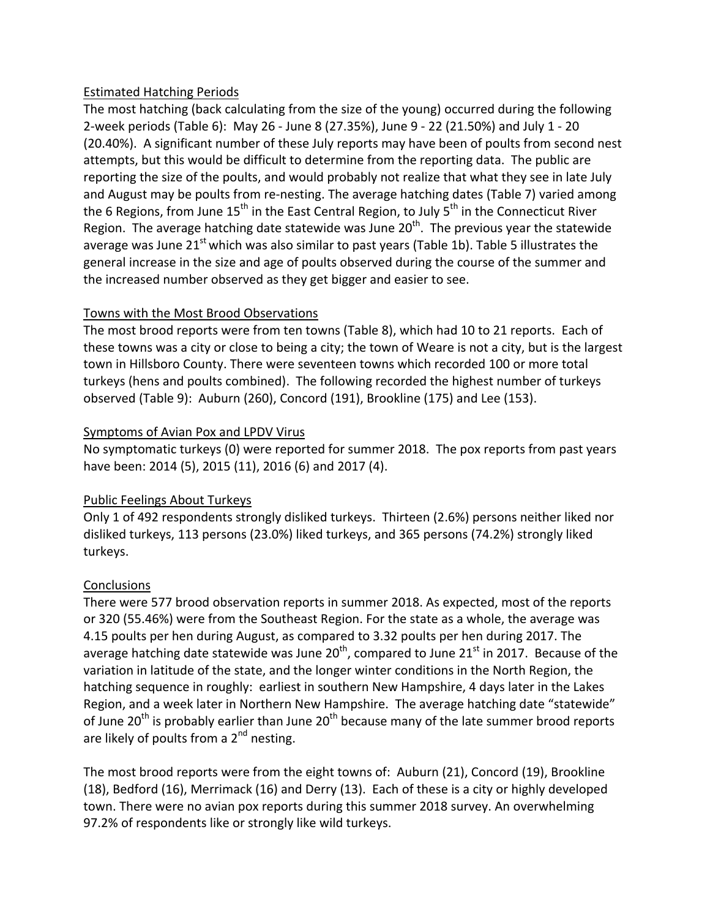## Estimated Hatching Periods

The most hatching (back calculating from the size of the young) occurred during the following 2-week periods (Table 6): May 26 - June 8 (27.35%), June 9 - 22 (21.50%) and July 1 - 20 (20.40%). A significant number of these July reports may have been of poults from second nest attempts, but this would be difficult to determine from the reporting data. The public are reporting the size of the poults, and would probably not realize that what they see in late July and August may be poults from re-nesting. The average hatching dates (Table 7) varied among the 6 Regions, from June 15th in the East Central Region, to July 5th in the Connecticut River Region. The average hatching date statewide was June 20th. The previous year the statewide average was June 21st which was also similar to past years (Table 1b). Table 5 illustrates the general increase in the size and age of poults observed during the course of the summer and the increased number observed as they get bigger and easier to see.

## Towns with the Most Brood Observations

The most brood reports were from ten towns (Table 8), which had 10 to 21 reports. Each of these towns was a city or close to being a city; the town of Weare is not a city, but is the largest town in Hillsboro County. There were seventeen towns which recorded 100 or more total turkeys (hens and poults combined). The following recorded the highest number of turkeys observed (Table 9): Auburn (260), Concord (191), Brookline (175) and Lee (153).

## Symptoms of Avian Pox and LPDV Virus

No symptomatic turkeys (0) were reported for summer 2018. The pox reports from past years have been: 2014 (5), 2015 (11), 2016 (6) and 2017 (4).

## Public Feelings About Turkeys

Only 1 of 492 respondents strongly disliked turkeys. Thirteen (2.6%) persons neither liked nor disliked turkeys, 113 persons (23.0%) liked turkeys, and 365 persons (74.2%) strongly liked turkeys.

## Conclusions

There were 577 brood observation reports in summer 2018. As expected, most of the reports or 320 (55.46%) were from the Southeast Region. For the state as a whole, the average was 4.15 poults per hen during August, as compared to 3.32 poults per hen during 2017. The average hatching date statewide was June 20th, compared to June 21st in 2017. Because of the variation in latitude of the state, and the longer winter conditions in the North Region, the hatching sequence in roughly: earliest in southern New Hampshire, 4 days later in the Lakes Region, and a week later in Northern New Hampshire. The average hatching date "statewide" of June 20th is probably earlier than June 20th because many of the late summer brood reports are likely of poults from a 2nd nesting.

The most brood reports were from the eight towns of: Auburn (21), Concord (19), Brookline (18), Bedford (16), Merrimack (16) and Derry (13). Each of these is a city or highly developed town. There were no avian pox reports during this summer 2018 survey. An overwhelming 97.2% of respondents like or strongly like wild turkeys.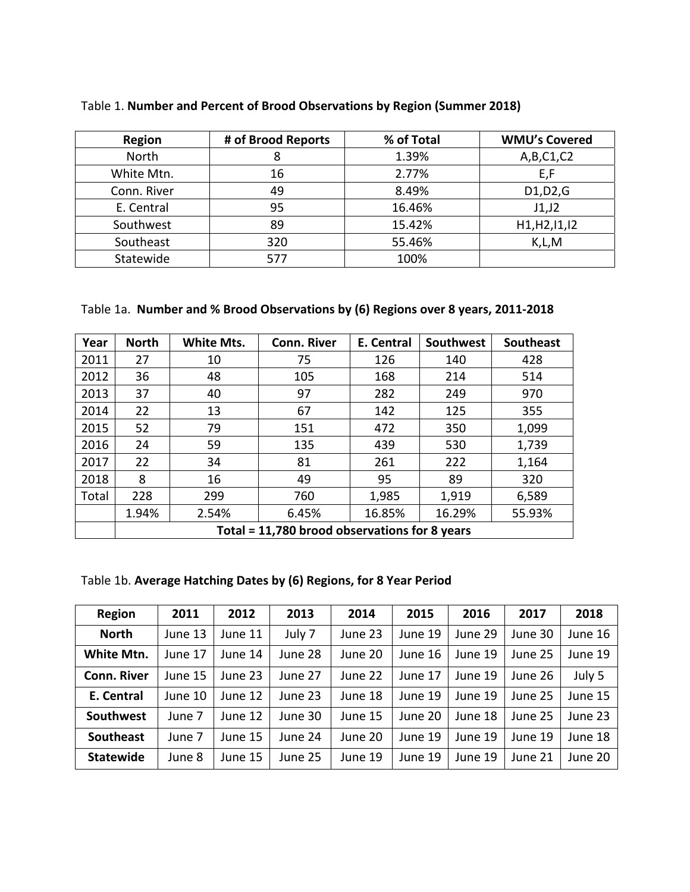Table 1. **Number and Percent of Brood Observations by Region (Summer 2018)**

| Region | # of Brood Reports | % of Total | WMU's Covered |
|---|---|---|---|
| North | 8 | 1.39% | A,B,C1,C2 |
| White Mtn. | 16 | 2.77% | E,F |
| Conn. River | 49 | 8.49% | D1,D2,G |
| E. Central | 95 | 16.46% | J1,J2 |
| Southwest | 89 | 15.42% | H1,H2,I1,I2 |
| Southeast | 320 | 55.46% | K,L,M |
| Statewide | 577 | 100% | |

Table 1a. **Number and % Brood Observations by (6) Regions over 8 years, 2011-2018**

| Year | North | White Mts. | Conn. River | E. Central | Southwest | Southeast |
|---|---|---|---|---|---|---|
| 2011 | 27 | 10 | 75 | 126 | 140 | 428 |
| 2012 | 36 | 48 | 105 | 168 | 214 | 514 |
| 2013 | 37 | 40 | 97 | 282 | 249 | 970 |
| 2014 | 22 | 13 | 67 | 142 | 125 | 355 |
| 2015 | 52 | 79 | 151 | 472 | 350 | 1,099 |
| 2016 | 24 | 59 | 135 | 439 | 530 | 1,739 |
| 2017 | 22 | 34 | 81 | 261 | 222 | 1,164 |
| 2018 | 8 | 16 | 49 | 95 | 89 | 320 |
| Total | 228 | 299 | 760 | 1,985 | 1,919 | 6,589 |
| | 1.94% | 2.54% | 6.45% | 16.85% | 16.29% | 55.93% |
| | **Total = 11,780 brood observations for 8 years** | | | | | |

Table 1b. **Average Hatching Dates by (6) Regions, for 8 Year Period**

| Region | 2011 | 2012 | 2013 | 2014 | 2015 | 2016 | 2017 | 2018 |
|---|---|---|---|---|---|---|---|---|
| **North** | June 13 | June 11 | July 7 | June 23 | June 19 | June 29 | June 30 | June 16 |
| **White Mtn.** | June 17 | June 14 | June 28 | June 20 | June 16 | June 19 | June 25 | June 19 |
| **Conn. River** | June 15 | June 23 | June 27 | June 22 | June 17 | June 19 | June 26 | July 5 |
| **E. Central** | June 10 | June 12 | June 23 | June 18 | June 19 | June 19 | June 25 | June 15 |
| **Southwest** | June 7 | June 12 | June 30 | June 15 | June 20 | June 18 | June 25 | June 23 |
| **Southeast** | June 7 | June 15 | June 24 | June 20 | June 19 | June 19 | June 19 | June 18 |
| **Statewide** | June 8 | June 15 | June 25 | June 19 | June 19 | June 19 | June 21 | June 20 |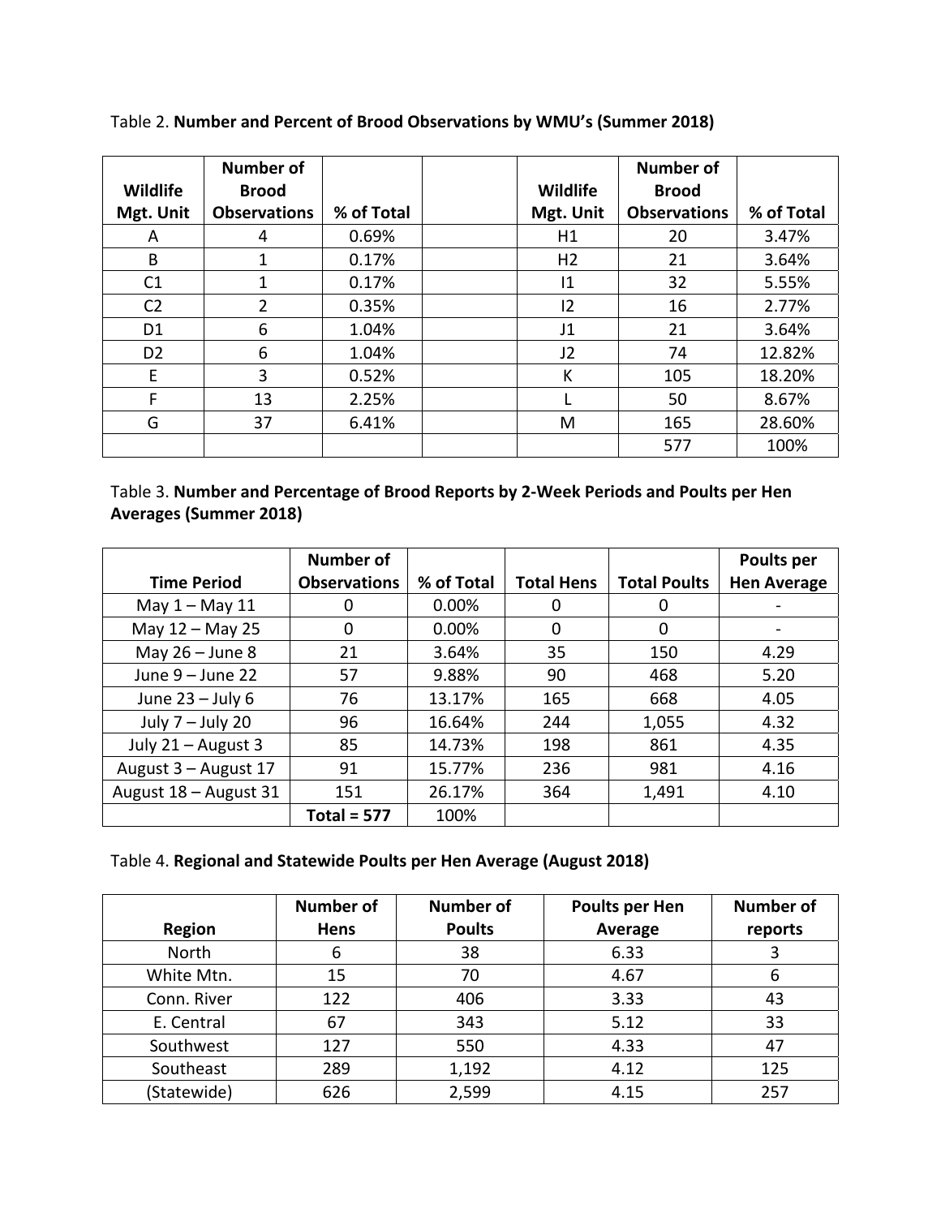Table 2. **Number and Percent of Brood Observations by WMU's (Summer 2018)**

| Wildlife Mgt. Unit | Number of Brood Observations | % of Total | | Wildlife Mgt. Unit | Number of Brood Observations | % of Total |
|---|---|---|---|---|---|---|
| A | 4 | 0.69% | | H1 | 20 | 3.47% |
| B | 1 | 0.17% | | H2 | 21 | 3.64% |
| C1 | 1 | 0.17% | | I1 | 32 | 5.55% |
| C2 | 2 | 0.35% | | I2 | 16 | 2.77% |
| D1 | 6 | 1.04% | | J1 | 21 | 3.64% |
| D2 | 6 | 1.04% | | J2 | 74 | 12.82% |
| E | 3 | 0.52% | | K | 105 | 18.20% |
| F | 13 | 2.25% | | L | 50 | 8.67% |
| G | 37 | 6.41% | | M | 165 | 28.60% |
| | | | | | 577 | 100% |

Table 3. **Number and Percentage of Brood Reports by 2-Week Periods and Poults per Hen Averages (Summer 2018)**

| Time Period | Number of Observations | % of Total | Total Hens | Total Poults | Poults per Hen Average |
|---|---|---|---|---|---|
| May 1 – May 11 | 0 | 0.00% | 0 | 0 | - |
| May 12 – May 25 | 0 | 0.00% | 0 | 0 | - |
| May 26 – June 8 | 21 | 3.64% | 35 | 150 | 4.29 |
| June 9 – June 22 | 57 | 9.88% | 90 | 468 | 5.20 |
| June 23 – July 6 | 76 | 13.17% | 165 | 668 | 4.05 |
| July 7 – July 20 | 96 | 16.64% | 244 | 1,055 | 4.32 |
| July 21 – August 3 | 85 | 14.73% | 198 | 861 | 4.35 |
| August 3 – August 17 | 91 | 15.77% | 236 | 981 | 4.16 |
| August 18 – August 31 | 151 | 26.17% | 364 | 1,491 | 4.10 |
| | Total = 577 | 100% | | | |

Table 4. **Regional and Statewide Poults per Hen Average (August 2018)**

| Region | Number of Hens | Number of Poults | Poults per Hen Average | Number of reports |
|---|---|---|---|---|
| North | 6 | 38 | 6.33 | 3 |
| White Mtn. | 15 | 70 | 4.67 | 6 |
| Conn. River | 122 | 406 | 3.33 | 43 |
| E. Central | 67 | 343 | 5.12 | 33 |
| Southwest | 127 | 550 | 4.33 | 47 |
| Southeast | 289 | 1,192 | 4.12 | 125 |
| (Statewide) | 626 | 2,599 | 4.15 | 257 |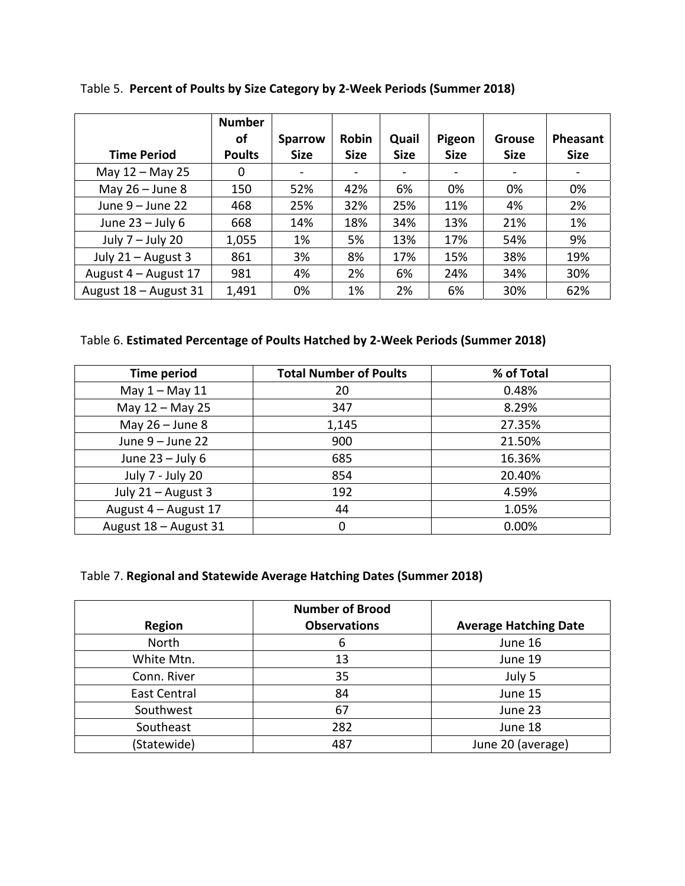Table 5. **Percent of Poults by Size Category by 2-Week Periods (Summer 2018)**

| Time Period | Number of Poults | Sparrow Size | Robin Size | Quail Size | Pigeon Size | Grouse Size | Pheasant Size |
|---|---|---|---|---|---|---|---|
| May 12 – May 25 | 0 | - | - | - | - | - | - |
| May 26 – June 8 | 150 | 52% | 42% | 6% | 0% | 0% | 0% |
| June 9 – June 22 | 468 | 25% | 32% | 25% | 11% | 4% | 2% |
| June 23 – July 6 | 668 | 14% | 18% | 34% | 13% | 21% | 1% |
| July 7 – July 20 | 1,055 | 1% | 5% | 13% | 17% | 54% | 9% |
| July 21 – August 3 | 861 | 3% | 8% | 17% | 15% | 38% | 19% |
| August 4 – August 17 | 981 | 4% | 2% | 6% | 24% | 34% | 30% |
| August 18 – August 31 | 1,491 | 0% | 1% | 2% | 6% | 30% | 62% |

Table 6. **Estimated Percentage of Poults Hatched by 2-Week Periods (Summer 2018)**

| Time period | Total Number of Poults | % of Total |
|---|---|---|
| May 1 – May 11 | 20 | 0.48% |
| May 12 – May 25 | 347 | 8.29% |
| May 26 – June 8 | 1,145 | 27.35% |
| June 9 – June 22 | 900 | 21.50% |
| June 23 – July 6 | 685 | 16.36% |
| July 7 - July 20 | 854 | 20.40% |
| July 21 – August 3 | 192 | 4.59% |
| August 4 – August 17 | 44 | 1.05% |
| August 18 – August 31 | 0 | 0.00% |

Table 7. **Regional and Statewide Average Hatching Dates (Summer 2018)**

| Region | Number of Brood Observations | Average Hatching Date |
|---|---|---|
| North | 6 | June 16 |
| White Mtn. | 13 | June 19 |
| Conn. River | 35 | July 5 |
| East Central | 84 | June 15 |
| Southwest | 67 | June 23 |
| Southeast | 282 | June 18 |
| (Statewide) | 487 | June 20 (average) |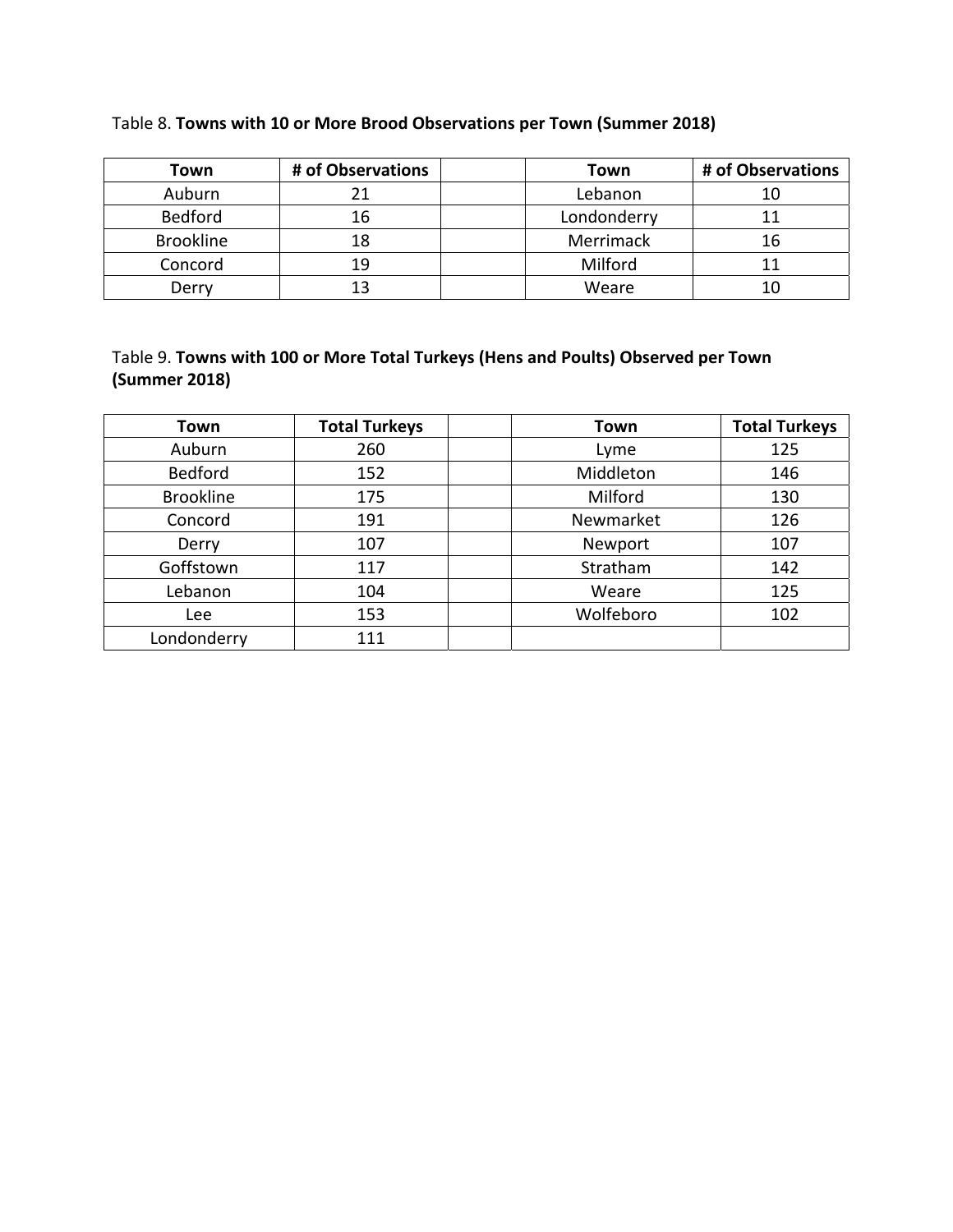Table 8. **Towns with 10 or More Brood Observations per Town (Summer 2018)**

| Town | # of Observations | | Town | # of Observations |
|---|---|---|---|---|
| Auburn | 21 | | Lebanon | 10 |
| Bedford | 16 | | Londonderry | 11 |
| Brookline | 18 | | Merrimack | 16 |
| Concord | 19 | | Milford | 11 |
| Derry | 13 | | Weare | 10 |

Table 9. **Towns with 100 or More Total Turkeys (Hens and Poults) Observed per Town (Summer 2018)**

| Town | Total Turkeys | | Town | Total Turkeys |
|---|---|---|---|---|
| Auburn | 260 | | Lyme | 125 |
| Bedford | 152 | | Middleton | 146 |
| Brookline | 175 | | Milford | 130 |
| Concord | 191 | | Newmarket | 126 |
| Derry | 107 | | Newport | 107 |
| Goffstown | 117 | | Stratham | 142 |
| Lebanon | 104 | | Weare | 125 |
| Lee | 153 | | Wolfeboro | 102 |
| Londonderry | 111 | | | |